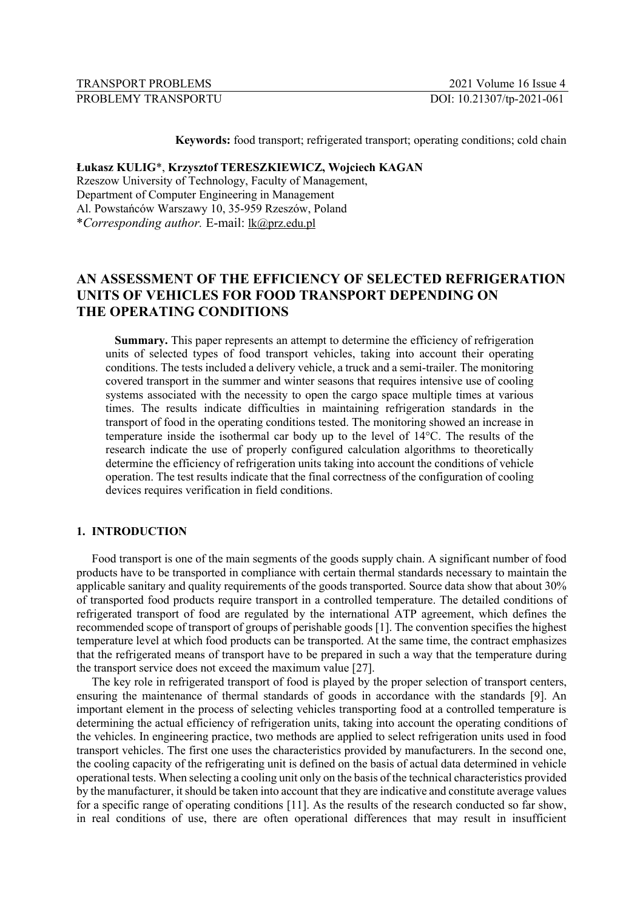**Keywords:** food transport; refrigerated transport; operating conditions; cold chain

**Łukasz KULIG***, **Krzysztof TERESZKIEWICZ, Wojciech KAGAN**
Rzeszow University of Technology, Faculty of Management,
Department of Computer Engineering in Management
Al. Powstańców Warszawy 10, 35-959 Rzeszów, Poland
**Corresponding author.* E-mail: lk@prz.edu.pl

# AN ASSESSMENT OF THE EFFICIENCY OF SELECTED REFRIGERATION UNITS OF VEHICLES FOR FOOD TRANSPORT DEPENDING ON THE OPERATING CONDITIONS

**Summary.** This paper represents an attempt to determine the efficiency of refrigeration units of selected types of food transport vehicles, taking into account their operating conditions. The tests included a delivery vehicle, a truck and a semi-trailer. The monitoring covered transport in the summer and winter seasons that requires intensive use of cooling systems associated with the necessity to open the cargo space multiple times at various times. The results indicate difficulties in maintaining refrigeration standards in the transport of food in the operating conditions tested. The monitoring showed an increase in temperature inside the isothermal car body up to the level of 14°C. The results of the research indicate the use of properly configured calculation algorithms to theoretically determine the efficiency of refrigeration units taking into account the conditions of vehicle operation. The test results indicate that the final correctness of the configuration of cooling devices requires verification in field conditions.

## 1. INTRODUCTION

Food transport is one of the main segments of the goods supply chain. A significant number of food products have to be transported in compliance with certain thermal standards necessary to maintain the applicable sanitary and quality requirements of the goods transported. Source data show that about 30% of transported food products require transport in a controlled temperature. The detailed conditions of refrigerated transport of food are regulated by the international ATP agreement, which defines the recommended scope of transport of groups of perishable goods [1]. The convention specifies the highest temperature level at which food products can be transported. At the same time, the contract emphasizes that the refrigerated means of transport have to be prepared in such a way that the temperature during the transport service does not exceed the maximum value [27].

The key role in refrigerated transport of food is played by the proper selection of transport centers, ensuring the maintenance of thermal standards of goods in accordance with the standards [9]. An important element in the process of selecting vehicles transporting food at a controlled temperature is determining the actual efficiency of refrigeration units, taking into account the operating conditions of the vehicles. In engineering practice, two methods are applied to select refrigeration units used in food transport vehicles. The first one uses the characteristics provided by manufacturers. In the second one, the cooling capacity of the refrigerating unit is defined on the basis of actual data determined in vehicle operational tests. When selecting a cooling unit only on the basis of the technical characteristics provided by the manufacturer, it should be taken into account that they are indicative and constitute average values for a specific range of operating conditions [11]. As the results of the research conducted so far show, in real conditions of use, there are often operational differences that may result in insufficient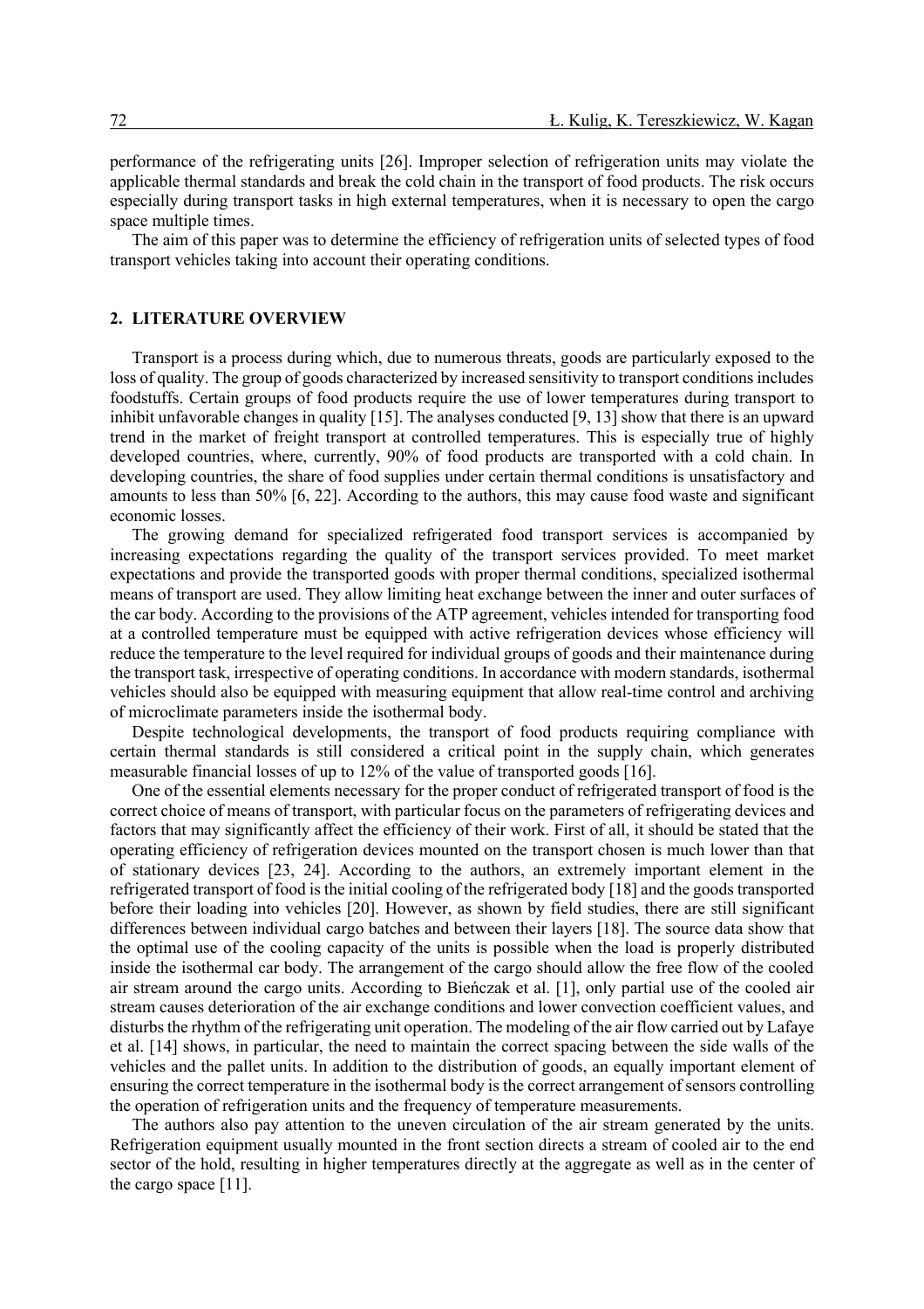performance of the refrigerating units [26]. Improper selection of refrigeration units may violate the applicable thermal standards and break the cold chain in the transport of food products. The risk occurs especially during transport tasks in high external temperatures, when it is necessary to open the cargo space multiple times.

The aim of this paper was to determine the efficiency of refrigeration units of selected types of food transport vehicles taking into account their operating conditions.

## 2. LITERATURE OVERVIEW

Transport is a process during which, due to numerous threats, goods are particularly exposed to the loss of quality. The group of goods characterized by increased sensitivity to transport conditions includes foodstuffs. Certain groups of food products require the use of lower temperatures during transport to inhibit unfavorable changes in quality [15]. The analyses conducted [9, 13] show that there is an upward trend in the market of freight transport at controlled temperatures. This is especially true of highly developed countries, where, currently, 90% of food products are transported with a cold chain. In developing countries, the share of food supplies under certain thermal conditions is unsatisfactory and amounts to less than 50% [6, 22]. According to the authors, this may cause food waste and significant economic losses.

The growing demand for specialized refrigerated food transport services is accompanied by increasing expectations regarding the quality of the transport services provided. To meet market expectations and provide the transported goods with proper thermal conditions, specialized isothermal means of transport are used. They allow limiting heat exchange between the inner and outer surfaces of the car body. According to the provisions of the ATP agreement, vehicles intended for transporting food at a controlled temperature must be equipped with active refrigeration devices whose efficiency will reduce the temperature to the level required for individual groups of goods and their maintenance during the transport task, irrespective of operating conditions. In accordance with modern standards, isothermal vehicles should also be equipped with measuring equipment that allow real-time control and archiving of microclimate parameters inside the isothermal body.

Despite technological developments, the transport of food products requiring compliance with certain thermal standards is still considered a critical point in the supply chain, which generates measurable financial losses of up to 12% of the value of transported goods [16].

One of the essential elements necessary for the proper conduct of refrigerated transport of food is the correct choice of means of transport, with particular focus on the parameters of refrigerating devices and factors that may significantly affect the efficiency of their work. First of all, it should be stated that the operating efficiency of refrigeration devices mounted on the transport chosen is much lower than that of stationary devices [23, 24]. According to the authors, an extremely important element in the refrigerated transport of food is the initial cooling of the refrigerated body [18] and the goods transported before their loading into vehicles [20]. However, as shown by field studies, there are still significant differences between individual cargo batches and between their layers [18]. The source data show that the optimal use of the cooling capacity of the units is possible when the load is properly distributed inside the isothermal car body. The arrangement of the cargo should allow the free flow of the cooled air stream around the cargo units. According to Bieńczak et al. [1], only partial use of the cooled air stream causes deterioration of the air exchange conditions and lower convection coefficient values, and disturbs the rhythm of the refrigerating unit operation. The modeling of the air flow carried out by Lafaye et al. [14] shows, in particular, the need to maintain the correct spacing between the side walls of the vehicles and the pallet units. In addition to the distribution of goods, an equally important element of ensuring the correct temperature in the isothermal body is the correct arrangement of sensors controlling the operation of refrigeration units and the frequency of temperature measurements.

The authors also pay attention to the uneven circulation of the air stream generated by the units. Refrigeration equipment usually mounted in the front section directs a stream of cooled air to the end sector of the hold, resulting in higher temperatures directly at the aggregate as well as in the center of the cargo space [11].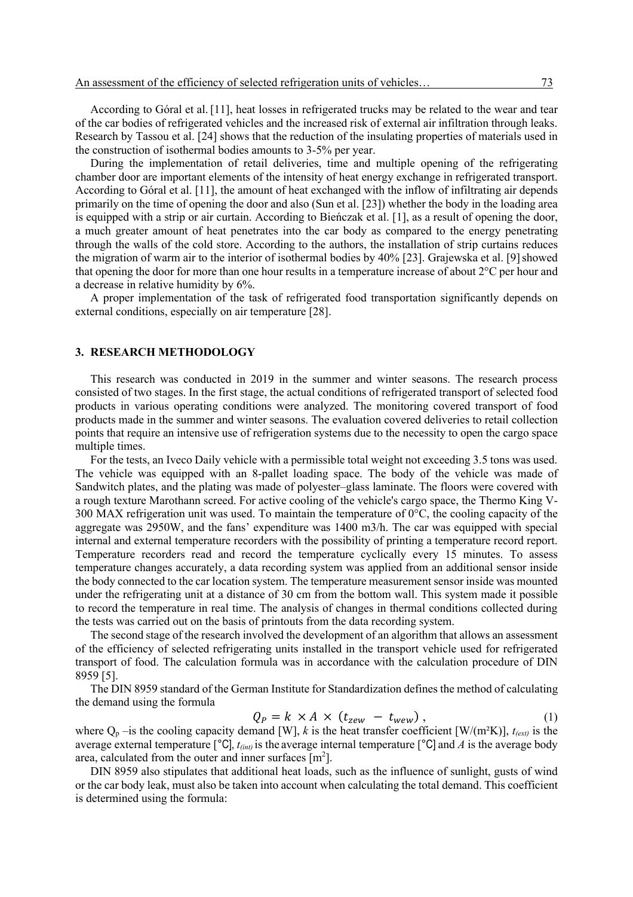According to Góral et al. [11], heat losses in refrigerated trucks may be related to the wear and tear of the car bodies of refrigerated vehicles and the increased risk of external air infiltration through leaks. Research by Tassou et al. [24] shows that the reduction of the insulating properties of materials used in the construction of isothermal bodies amounts to 3-5% per year.

During the implementation of retail deliveries, time and multiple opening of the refrigerating chamber door are important elements of the intensity of heat energy exchange in refrigerated transport. According to Góral et al. [11], the amount of heat exchanged with the inflow of infiltrating air depends primarily on the time of opening the door and also (Sun et al. [23]) whether the body in the loading area is equipped with a strip or air curtain. According to Bieńczak et al. [1], as a result of opening the door, a much greater amount of heat penetrates into the car body as compared to the energy penetrating through the walls of the cold store. According to the authors, the installation of strip curtains reduces the migration of warm air to the interior of isothermal bodies by 40% [23]. Grajewska et al. [9] showed that opening the door for more than one hour results in a temperature increase of about 2°C per hour and a decrease in relative humidity by 6%.

A proper implementation of the task of refrigerated food transportation significantly depends on external conditions, especially on air temperature [28].

## 3. RESEARCH METHODOLOGY

This research was conducted in 2019 in the summer and winter seasons. The research process consisted of two stages. In the first stage, the actual conditions of refrigerated transport of selected food products in various operating conditions were analyzed. The monitoring covered transport of food products made in the summer and winter seasons. The evaluation covered deliveries to retail collection points that require an intensive use of refrigeration systems due to the necessity to open the cargo space multiple times.

For the tests, an Iveco Daily vehicle with a permissible total weight not exceeding 3.5 tons was used. The vehicle was equipped with an 8-pallet loading space. The body of the vehicle was made of Sandwitch plates, and the plating was made of polyester–glass laminate. The floors were covered with a rough texture Marothann screed. For active cooling of the vehicle's cargo space, the Thermo King V-300 MAX refrigeration unit was used. To maintain the temperature of 0°C, the cooling capacity of the aggregate was 2950W, and the fans' expenditure was 1400 m3/h. The car was equipped with special internal and external temperature recorders with the possibility of printing a temperature record report. Temperature recorders read and record the temperature cyclically every 15 minutes. To assess temperature changes accurately, a data recording system was applied from an additional sensor inside the body connected to the car location system. The temperature measurement sensor inside was mounted under the refrigerating unit at a distance of 30 cm from the bottom wall. This system made it possible to record the temperature in real time. The analysis of changes in thermal conditions collected during the tests was carried out on the basis of printouts from the data recording system.

The second stage of the research involved the development of an algorithm that allows an assessment of the efficiency of selected refrigerating units installed in the transport vehicle used for refrigerated transport of food. The calculation formula was in accordance with the calculation procedure of DIN 8959 [5].

The DIN 8959 standard of the German Institute for Standardization defines the method of calculating the demand using the formula

$$Q_P = k \times A \times (t_{zew} - t_{wew}), \tag{1}$$

where $Q_p$ –is the cooling capacity demand [W], $k$ is the heat transfer coefficient [W/(m²K)], $t_{(ext)}$ is the average external temperature [°C], $t_{(int)}$ is the average internal temperature [°C] and $A$ is the average body area, calculated from the outer and inner surfaces [m$^2$].

DIN 8959 also stipulates that additional heat loads, such as the influence of sunlight, gusts of wind or the car body leak, must also be taken into account when calculating the total demand. This coefficient is determined using the formula: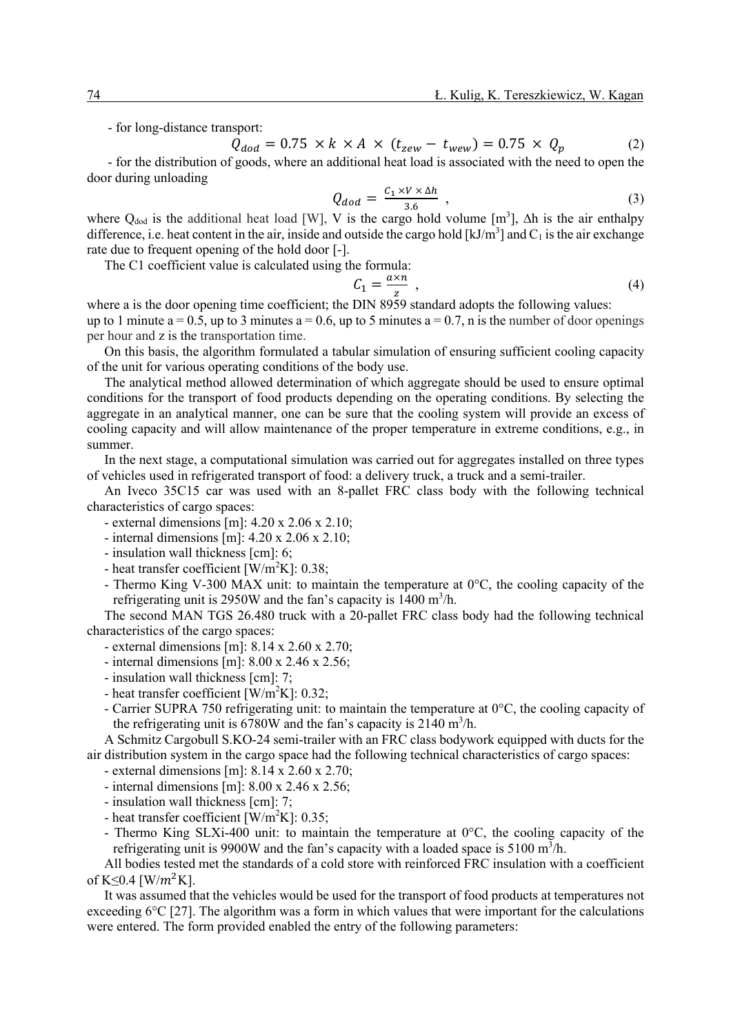- for long-distance transport:

$$Q_{dod} = 0.75 \times k \times A \times (t_{zew} - t_{wew}) = 0.75 \times Q_p \tag{2}$$

- for the distribution of goods, where an additional heat load is associated with the need to open the door during unloading

$$Q_{dod} = \frac{C_1 \times V \times \Delta h}{3.6}, \tag{3}$$

where $Q_{dod}$ is the additional heat load [W], V is the cargo hold volume [m$^3$], Δh is the air enthalpy difference, i.e. heat content in the air, inside and outside the cargo hold [kJ/m$^3$] and $C_1$ is the air exchange rate due to frequent opening of the hold door [-].

The C1 coefficient value is calculated using the formula:

$$C_1 = \frac{a \times n}{z}, \tag{4}$$

where a is the door opening time coefficient; the DIN 8959 standard adopts the following values: up to 1 minute a = 0.5, up to 3 minutes a = 0.6, up to 5 minutes a = 0.7, n is the number of door openings per hour and z is the transportation time.

On this basis, the algorithm formulated a tabular simulation of ensuring sufficient cooling capacity of the unit for various operating conditions of the body use.

The analytical method allowed determination of which aggregate should be used to ensure optimal conditions for the transport of food products depending on the operating conditions. By selecting the aggregate in an analytical manner, one can be sure that the cooling system will provide an excess of cooling capacity and will allow maintenance of the proper temperature in extreme conditions, e.g., in summer.

In the next stage, a computational simulation was carried out for aggregates installed on three types of vehicles used in refrigerated transport of food: a delivery truck, a truck and a semi-trailer.

An Iveco 35C15 car was used with an 8-pallet FRC class body with the following technical characteristics of cargo spaces:

- external dimensions [m]: 4.20 x 2.06 x 2.10;
- internal dimensions [m]: 4.20 x 2.06 x 2.10;
- insulation wall thickness [cm]: 6;
- heat transfer coefficient [W/m$^2$K]: 0.38;
- Thermo King V-300 MAX unit: to maintain the temperature at 0°C, the cooling capacity of the refrigerating unit is 2950W and the fan's capacity is 1400 m$^3$/h.

The second MAN TGS 26.480 truck with a 20-pallet FRC class body had the following technical characteristics of the cargo spaces:

- external dimensions [m]: 8.14 x 2.60 x 2.70;
- internal dimensions [m]: 8.00 x 2.46 x 2.56;
- insulation wall thickness [cm]: 7;
- heat transfer coefficient [W/m$^2$K]: 0.32;
- Carrier SUPRA 750 refrigerating unit: to maintain the temperature at 0°C, the cooling capacity of the refrigerating unit is 6780W and the fan's capacity is 2140 m$^3$/h.

A Schmitz Cargobull S.KO-24 semi-trailer with an FRC class bodywork equipped with ducts for the air distribution system in the cargo space had the following technical characteristics of cargo spaces:

- external dimensions [m]: 8.14 x 2.60 x 2.70;
- internal dimensions [m]: 8.00 x 2.46 x 2.56;
- insulation wall thickness [cm]: 7;
- heat transfer coefficient [W/m$^2$K]: 0.35;
- Thermo King SLXi-400 unit: to maintain the temperature at 0°C, the cooling capacity of the refrigerating unit is 9900W and the fan's capacity with a loaded space is 5100 m$^3$/h.

All bodies tested met the standards of a cold store with reinforced FRC insulation with a coefficient of K≤0.4 [W/$m^2$K].

It was assumed that the vehicles would be used for the transport of food products at temperatures not exceeding 6°C [27]. The algorithm was a form in which values that were important for the calculations were entered. The form provided enabled the entry of the following parameters: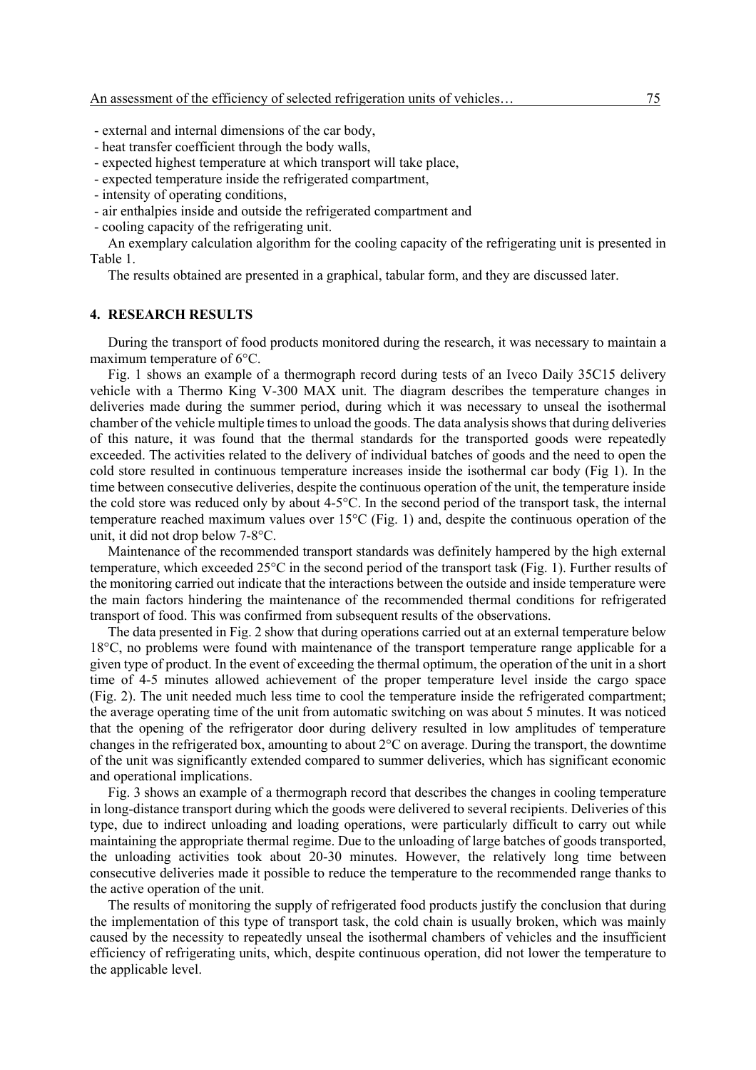- external and internal dimensions of the car body,
- heat transfer coefficient through the body walls,
- expected highest temperature at which transport will take place,
- expected temperature inside the refrigerated compartment,
- intensity of operating conditions,
- air enthalpies inside and outside the refrigerated compartment and
- cooling capacity of the refrigerating unit.

An exemplary calculation algorithm for the cooling capacity of the refrigerating unit is presented in Table 1.

The results obtained are presented in a graphical, tabular form, and they are discussed later.

## 4. RESEARCH RESULTS

During the transport of food products monitored during the research, it was necessary to maintain a maximum temperature of 6°C.

Fig. 1 shows an example of a thermograph record during tests of an Iveco Daily 35C15 delivery vehicle with a Thermo King V-300 MAX unit. The diagram describes the temperature changes in deliveries made during the summer period, during which it was necessary to unseal the isothermal chamber of the vehicle multiple times to unload the goods. The data analysis shows that during deliveries of this nature, it was found that the thermal standards for the transported goods were repeatedly exceeded. The activities related to the delivery of individual batches of goods and the need to open the cold store resulted in continuous temperature increases inside the isothermal car body (Fig 1). In the time between consecutive deliveries, despite the continuous operation of the unit, the temperature inside the cold store was reduced only by about 4-5°C. In the second period of the transport task, the internal temperature reached maximum values over 15°C (Fig. 1) and, despite the continuous operation of the unit, it did not drop below 7-8°C.

Maintenance of the recommended transport standards was definitely hampered by the high external temperature, which exceeded 25°C in the second period of the transport task (Fig. 1). Further results of the monitoring carried out indicate that the interactions between the outside and inside temperature were the main factors hindering the maintenance of the recommended thermal conditions for refrigerated transport of food. This was confirmed from subsequent results of the observations.

The data presented in Fig. 2 show that during operations carried out at an external temperature below 18°C, no problems were found with maintenance of the transport temperature range applicable for a given type of product. In the event of exceeding the thermal optimum, the operation of the unit in a short time of 4-5 minutes allowed achievement of the proper temperature level inside the cargo space (Fig. 2). The unit needed much less time to cool the temperature inside the refrigerated compartment; the average operating time of the unit from automatic switching on was about 5 minutes. It was noticed that the opening of the refrigerator door during delivery resulted in low amplitudes of temperature changes in the refrigerated box, amounting to about 2°C on average. During the transport, the downtime of the unit was significantly extended compared to summer deliveries, which has significant economic and operational implications.

Fig. 3 shows an example of a thermograph record that describes the changes in cooling temperature in long-distance transport during which the goods were delivered to several recipients. Deliveries of this type, due to indirect unloading and loading operations, were particularly difficult to carry out while maintaining the appropriate thermal regime. Due to the unloading of large batches of goods transported, the unloading activities took about 20-30 minutes. However, the relatively long time between consecutive deliveries made it possible to reduce the temperature to the recommended range thanks to the active operation of the unit.

The results of monitoring the supply of refrigerated food products justify the conclusion that during the implementation of this type of transport task, the cold chain is usually broken, which was mainly caused by the necessity to repeatedly unseal the isothermal chambers of vehicles and the insufficient efficiency of refrigerating units, which, despite continuous operation, did not lower the temperature to the applicable level.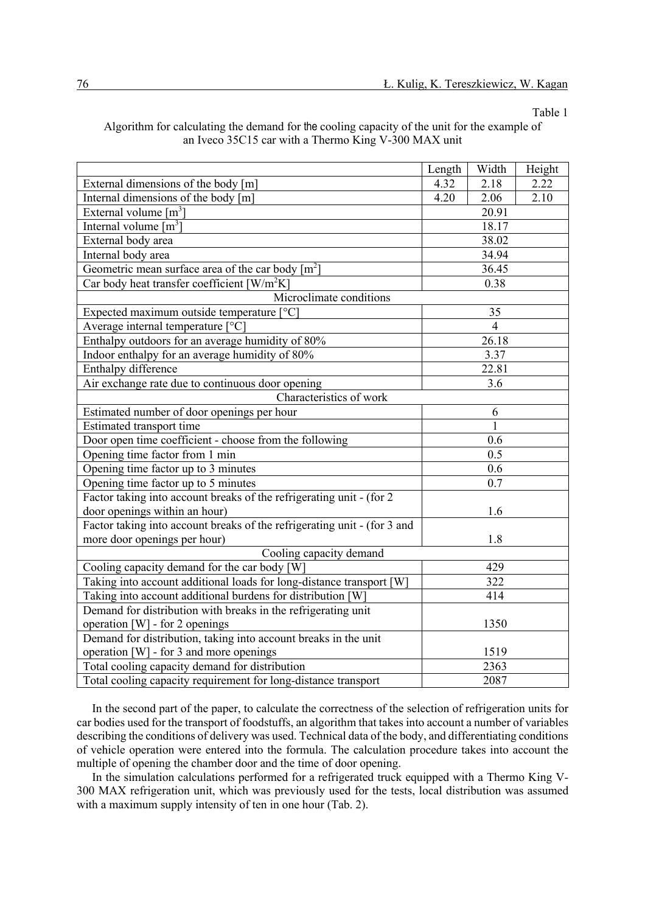Table 1

Algorithm for calculating the demand for the cooling capacity of the unit for the example of an Iveco 35C15 car with a Thermo King V-300 MAX unit

| | Length | Width | Height |
|---|---|---|---|
| External dimensions of the body [m] | 4.32 | 2.18 | 2.22 |
| Internal dimensions of the body [m] | 4.20 | 2.06 | 2.10 |
| External volume [$m^3$] | 20.91 | | |
| Internal volume [$m^3$] | 18.17 | | |
| External body area | 38.02 | | |
| Internal body area | 34.94 | | |
| Geometric mean surface area of the car body [$m^2$] | 36.45 | | |
| Car body heat transfer coefficient [$W/m^2K$] | 0.38 | | |
| Microclimate conditions | | | |
| Expected maximum outside temperature [°C] | 35 | | |
| Average internal temperature [°C] | 4 | | |
| Enthalpy outdoors for an average humidity of 80% | 26.18 | | |
| Indoor enthalpy for an average humidity of 80% | 3.37 | | |
| Enthalpy difference | 22.81 | | |
| Air exchange rate due to continuous door opening | 3.6 | | |
| Characteristics of work | | | |
| Estimated number of door openings per hour | 6 | | |
| Estimated transport time | 1 | | |
| Door open time coefficient - choose from the following | 0.6 | | |
| Opening time factor from 1 min | 0.5 | | |
| Opening time factor up to 3 minutes | 0.6 | | |
| Opening time factor up to 5 minutes | 0.7 | | |
| Factor taking into account breaks of the refrigerating unit - (for 2 door openings within an hour) | 1.6 | | |
| Factor taking into account breaks of the refrigerating unit - (for 3 and more door openings per hour) | 1.8 | | |
| Cooling capacity demand | | | |
| Cooling capacity demand for the car body [W] | 429 | | |
| Taking into account additional loads for long-distance transport [W] | 322 | | |
| Taking into account additional burdens for distribution [W] | 414 | | |
| Demand for distribution with breaks in the refrigerating unit operation [W] - for 2 openings | 1350 | | |
| Demand for distribution, taking into account breaks in the unit operation [W] - for 3 and more openings | 1519 | | |
| Total cooling capacity demand for distribution | 2363 | | |
| Total cooling capacity requirement for long-distance transport | 2087 | | |

In the second part of the paper, to calculate the correctness of the selection of refrigeration units for car bodies used for the transport of foodstuffs, an algorithm that takes into account a number of variables describing the conditions of delivery was used. Technical data of the body, and differentiating conditions of vehicle operation were entered into the formula. The calculation procedure takes into account the multiple of opening the chamber door and the time of door opening.

In the simulation calculations performed for a refrigerated truck equipped with a Thermo King V-300 MAX refrigeration unit, which was previously used for the tests, local distribution was assumed with a maximum supply intensity of ten in one hour (Tab. 2).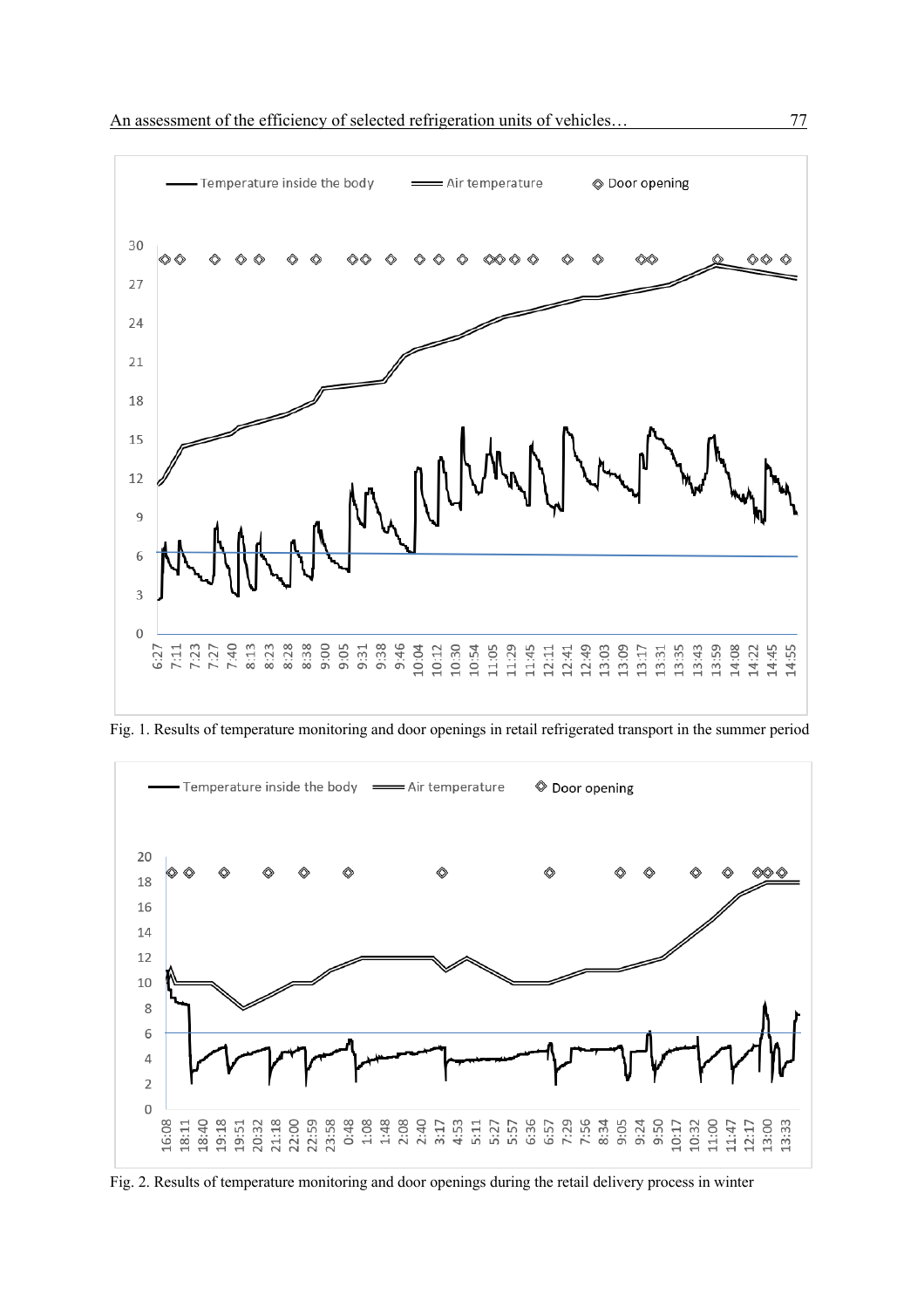Fig. 1. Results of temperature monitoring and door openings in retail refrigerated transport in the summer period

Fig. 2. Results of temperature monitoring and door openings during the retail delivery process in winter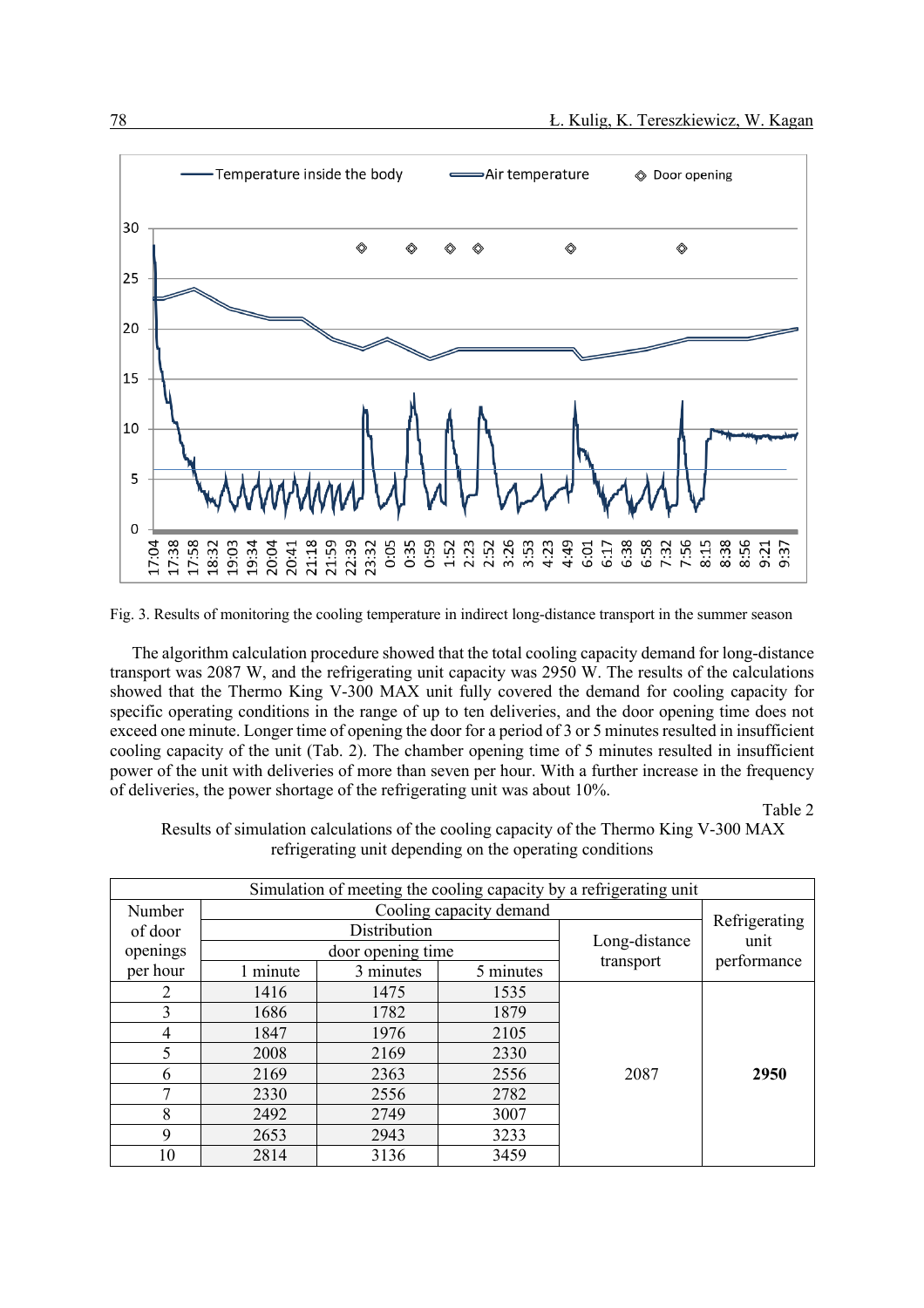Fig. 3. Results of monitoring the cooling temperature in indirect long-distance transport in the summer season

The algorithm calculation procedure showed that the total cooling capacity demand for long-distance transport was 2087 W, and the refrigerating unit capacity was 2950 W. The results of the calculations showed that the Thermo King V-300 MAX unit fully covered the demand for cooling capacity for specific operating conditions in the range of up to ten deliveries, and the door opening time does not exceed one minute. Longer time of opening the door for a period of 3 or 5 minutes resulted in insufficient cooling capacity of the unit (Tab. 2). The chamber opening time of 5 minutes resulted in insufficient power of the unit with deliveries of more than seven per hour. With a further increase in the frequency of deliveries, the power shortage of the refrigerating unit was about 10%.

Table 2

Results of simulation calculations of the cooling capacity of the Thermo King V-300 MAX refrigerating unit depending on the operating conditions

| Simulation of meeting the cooling capacity by a refrigerating unit | | | | | |
|---|---|---|---|---|---|
| Number of door openings per hour | Cooling capacity demand | | | | Refrigerating unit performance |
| | Distribution | | | Long-distance transport | |
| | door opening time | | | | |
| | 1 minute | 3 minutes | 5 minutes | | |
| 2 | 1416 | 1475 | 1535 | 2087 | **2950** |
| 3 | 1686 | 1782 | 1879 | | |
| 4 | 1847 | 1976 | 2105 | | |
| 5 | 2008 | 2169 | 2330 | | |
| 6 | 2169 | 2363 | 2556 | | |
| 7 | 2330 | 2556 | 2782 | | |
| 8 | 2492 | 2749 | 3007 | | |
| 9 | 2653 | 2943 | 3233 | | |
| 10 | 2814 | 3136 | 3459 | | |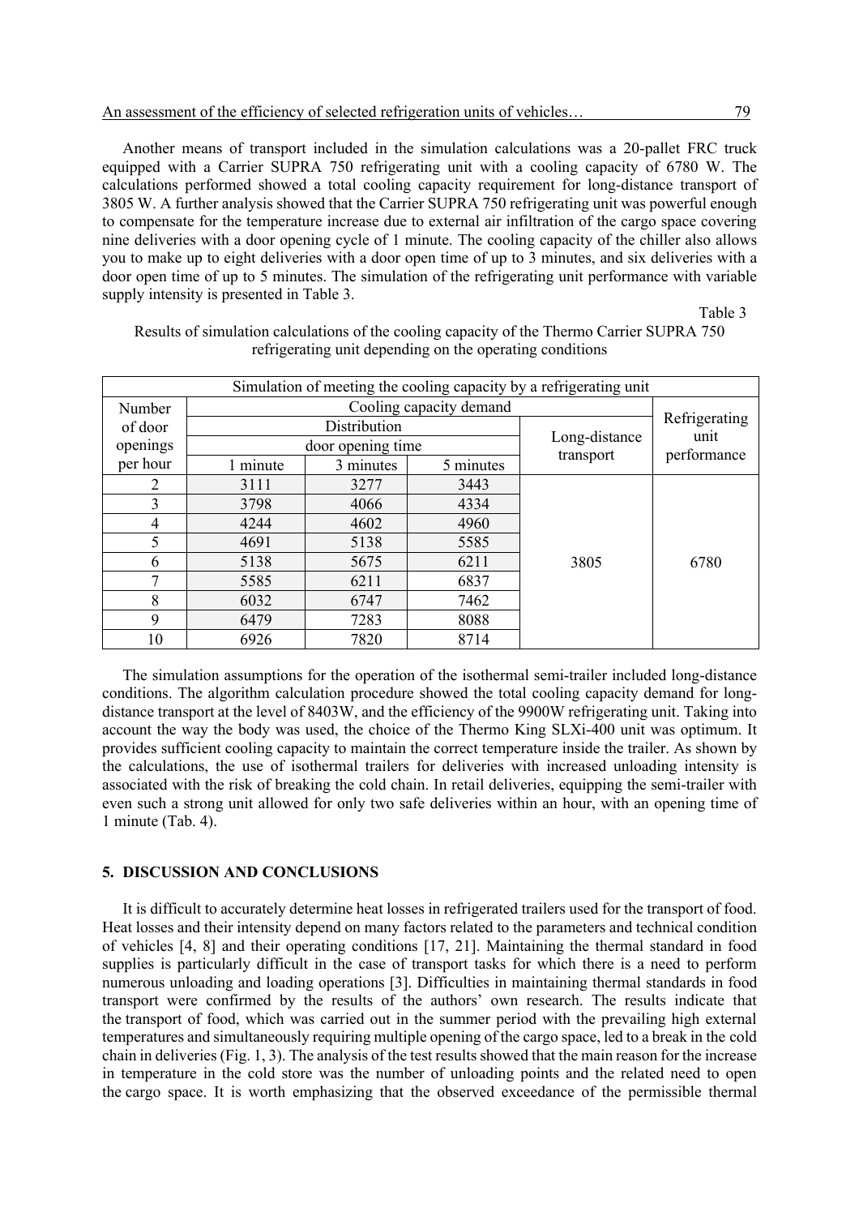Another means of transport included in the simulation calculations was a 20-pallet FRC truck equipped with a Carrier SUPRA 750 refrigerating unit with a cooling capacity of 6780 W. The calculations performed showed a total cooling capacity requirement for long-distance transport of 3805 W. A further analysis showed that the Carrier SUPRA 750 refrigerating unit was powerful enough to compensate for the temperature increase due to external air infiltration of the cargo space covering nine deliveries with a door opening cycle of 1 minute. The cooling capacity of the chiller also allows you to make up to eight deliveries with a door open time of up to 3 minutes, and six deliveries with a door open time of up to 5 minutes. The simulation of the refrigerating unit performance with variable supply intensity is presented in Table 3.

Table 3

Results of simulation calculations of the cooling capacity of the Thermo Carrier SUPRA 750 refrigerating unit depending on the operating conditions

| Simulation of meeting the cooling capacity by a refrigerating unit | | | | | |
|---|---|---|---|---|---|
| Number of door openings per hour | Cooling capacity demand | | | | Refrigerating unit performance |
| | Distribution door opening time | | | Long-distance transport | |
| | 1 minute | 3 minutes | 5 minutes | | |
| 2 | 3111 | 3277 | 3443 | 3805 | 6780 |
| 3 | 3798 | 4066 | 4334 | | |
| 4 | 4244 | 4602 | 4960 | | |
| 5 | 4691 | 5138 | 5585 | | |
| 6 | 5138 | 5675 | 6211 | | |
| 7 | 5585 | 6211 | 6837 | | |
| 8 | 6032 | 6747 | 7462 | | |
| 9 | 6479 | 7283 | 8088 | | |
| 10 | 6926 | 7820 | 8714 | | |

The simulation assumptions for the operation of the isothermal semi-trailer included long-distance conditions. The algorithm calculation procedure showed the total cooling capacity demand for long-distance transport at the level of 8403W, and the efficiency of the 9900W refrigerating unit. Taking into account the way the body was used, the choice of the Thermo King SLXi-400 unit was optimum. It provides sufficient cooling capacity to maintain the correct temperature inside the trailer. As shown by the calculations, the use of isothermal trailers for deliveries with increased unloading intensity is associated with the risk of breaking the cold chain. In retail deliveries, equipping the semi-trailer with even such a strong unit allowed for only two safe deliveries within an hour, with an opening time of 1 minute (Tab. 4).

## 5. DISCUSSION AND CONCLUSIONS

It is difficult to accurately determine heat losses in refrigerated trailers used for the transport of food. Heat losses and their intensity depend on many factors related to the parameters and technical condition of vehicles [4, 8] and their operating conditions [17, 21]. Maintaining the thermal standard in food supplies is particularly difficult in the case of transport tasks for which there is a need to perform numerous unloading and loading operations [3]. Difficulties in maintaining thermal standards in food transport were confirmed by the results of the authors' own research. The results indicate that the transport of food, which was carried out in the summer period with the prevailing high external temperatures and simultaneously requiring multiple opening of the cargo space, led to a break in the cold chain in deliveries (Fig. 1, 3). The analysis of the test results showed that the main reason for the increase in temperature in the cold store was the number of unloading points and the related need to open the cargo space. It is worth emphasizing that the observed exceedance of the permissible thermal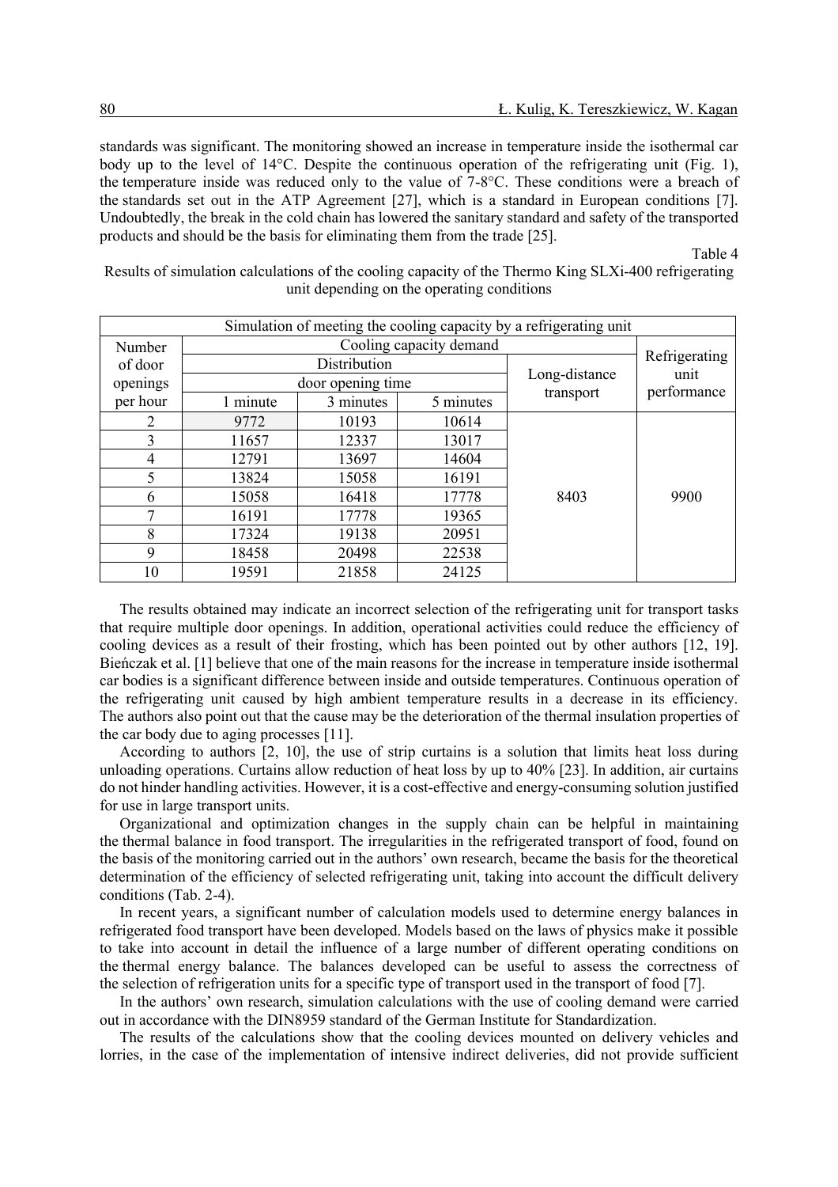standards was significant. The monitoring showed an increase in temperature inside the isothermal car body up to the level of 14°C. Despite the continuous operation of the refrigerating unit (Fig. 1), the temperature inside was reduced only to the value of 7-8°C. These conditions were a breach of the standards set out in the ATP Agreement [27], which is a standard in European conditions [7]. Undoubtedly, the break in the cold chain has lowered the sanitary standard and safety of the transported products and should be the basis for eliminating them from the trade [25].

Table 4

Results of simulation calculations of the cooling capacity of the Thermo King SLXi-400 refrigerating unit depending on the operating conditions

| Simulation of meeting the cooling capacity by a refrigerating unit | | | | | |
|---|---|---|---|---|---|
| Number of door openings per hour | Cooling capacity demand | | | | Refrigerating unit performance |
| | Distribution | | | Long-distance transport | |
| | door opening time | | | | |
| | 1 minute | 3 minutes | 5 minutes | | |
| 2 | 9772 | 10193 | 10614 | 8403 | 9900 |
| 3 | 11657 | 12337 | 13017 | | |
| 4 | 12791 | 13697 | 14604 | | |
| 5 | 13824 | 15058 | 16191 | | |
| 6 | 15058 | 16418 | 17778 | | |
| 7 | 16191 | 17778 | 19365 | | |
| 8 | 17324 | 19138 | 20951 | | |
| 9 | 18458 | 20498 | 22538 | | |
| 10 | 19591 | 21858 | 24125 | | |

The results obtained may indicate an incorrect selection of the refrigerating unit for transport tasks that require multiple door openings. In addition, operational activities could reduce the efficiency of cooling devices as a result of their frosting, which has been pointed out by other authors [12, 19]. Bieńczak et al. [1] believe that one of the main reasons for the increase in temperature inside isothermal car bodies is a significant difference between inside and outside temperatures. Continuous operation of the refrigerating unit caused by high ambient temperature results in a decrease in its efficiency. The authors also point out that the cause may be the deterioration of the thermal insulation properties of the car body due to aging processes [11].

According to authors [2, 10], the use of strip curtains is a solution that limits heat loss during unloading operations. Curtains allow reduction of heat loss by up to 40% [23]. In addition, air curtains do not hinder handling activities. However, it is a cost-effective and energy-consuming solution justified for use in large transport units.

Organizational and optimization changes in the supply chain can be helpful in maintaining the thermal balance in food transport. The irregularities in the refrigerated transport of food, found on the basis of the monitoring carried out in the authors' own research, became the basis for the theoretical determination of the efficiency of selected refrigerating unit, taking into account the difficult delivery conditions (Tab. 2-4).

In recent years, a significant number of calculation models used to determine energy balances in refrigerated food transport have been developed. Models based on the laws of physics make it possible to take into account in detail the influence of a large number of different operating conditions on the thermal energy balance. The balances developed can be useful to assess the correctness of the selection of refrigeration units for a specific type of transport used in the transport of food [7].

In the authors' own research, simulation calculations with the use of cooling demand were carried out in accordance with the DIN8959 standard of the German Institute for Standardization.

The results of the calculations show that the cooling devices mounted on delivery vehicles and lorries, in the case of the implementation of intensive indirect deliveries, did not provide sufficient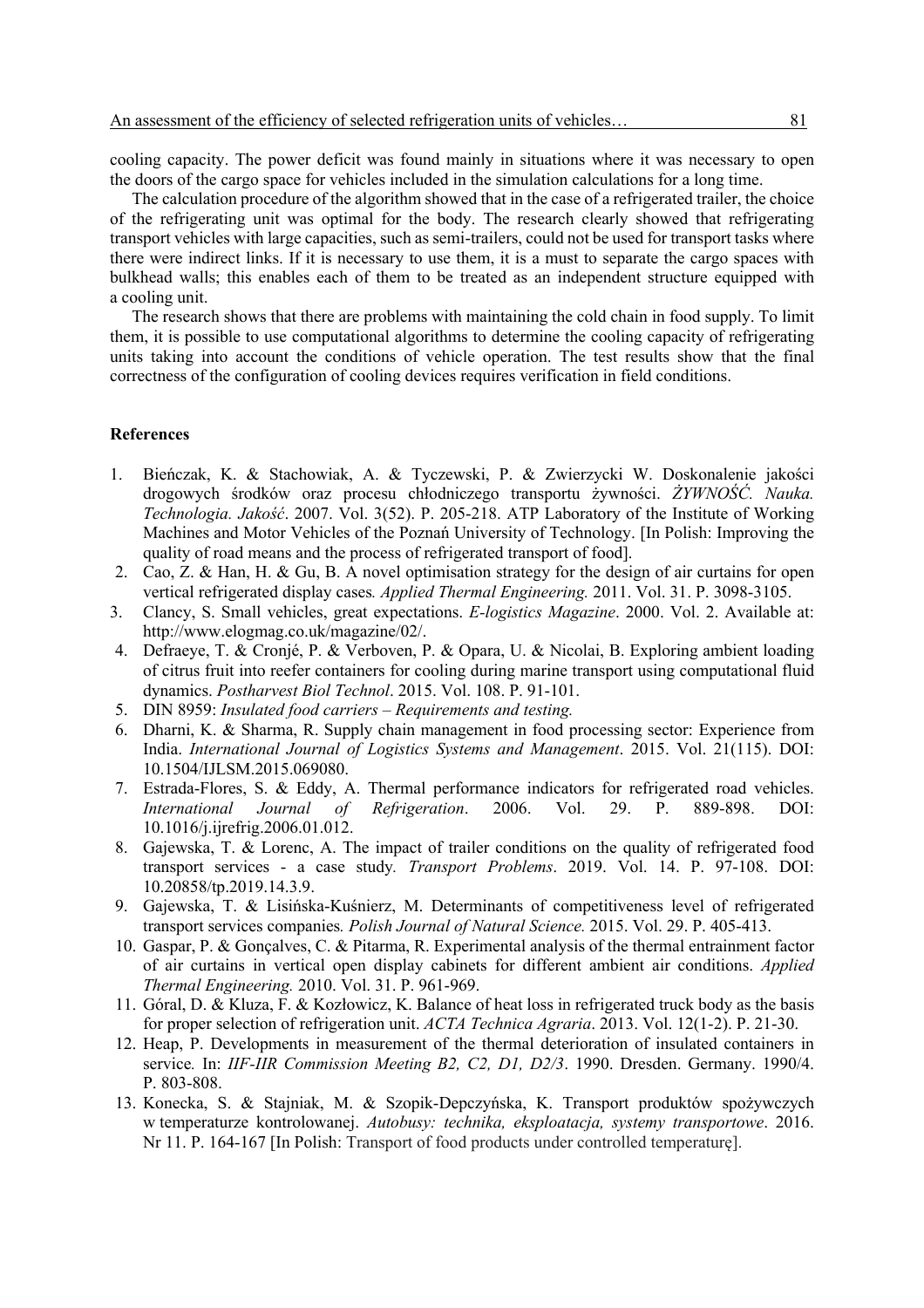cooling capacity. The power deficit was found mainly in situations where it was necessary to open the doors of the cargo space for vehicles included in the simulation calculations for a long time.

The calculation procedure of the algorithm showed that in the case of a refrigerated trailer, the choice of the refrigerating unit was optimal for the body. The research clearly showed that refrigerating transport vehicles with large capacities, such as semi-trailers, could not be used for transport tasks where there were indirect links. If it is necessary to use them, it is a must to separate the cargo spaces with bulkhead walls; this enables each of them to be treated as an independent structure equipped with a cooling unit.

The research shows that there are problems with maintaining the cold chain in food supply. To limit them, it is possible to use computational algorithms to determine the cooling capacity of refrigerating units taking into account the conditions of vehicle operation. The test results show that the final correctness of the configuration of cooling devices requires verification in field conditions.

## References

1. Bieńczak, K. & Stachowiak, A. & Tyczewski, P. & Zwierzycki W. Doskonalenie jakości drogowych środków oraz procesu chłodniczego transportu żywności. *ŻYWNOŚĆ. Nauka. Technologia. Jakość*. 2007. Vol. 3(52). P. 205-218. ATP Laboratory of the Institute of Working Machines and Motor Vehicles of the Poznań University of Technology. [In Polish: Improving the quality of road means and the process of refrigerated transport of food].
2. Cao, Z. & Han, H. & Gu, B. A novel optimisation strategy for the design of air curtains for open vertical refrigerated display cases*. Applied Thermal Engineering.* 2011. Vol. 31. P. 3098-3105.
3. Clancy, S. Small vehicles, great expectations. *E-logistics Magazine*. 2000. Vol. 2. Available at: http://www.elogmag.co.uk/magazine/02/.
4. Defraeye, T. & Cronjé, P. & Verboven, P. & Opara, U. & Nicolai, B. Exploring ambient loading of citrus fruit into reefer containers for cooling during marine transport using computational fluid dynamics. *Postharvest Biol Technol*. 2015. Vol. 108. P. 91-101.
5. DIN 8959: *Insulated food carriers – Requirements and testing.*
6. Dharni, K. & Sharma, R. Supply chain management in food processing sector: Experience from India. *International Journal of Logistics Systems and Management*. 2015. Vol. 21(115). DOI: 10.1504/IJLSM.2015.069080.
7. Estrada-Flores, S. & Eddy, A. Thermal performance indicators for refrigerated road vehicles. *International Journal of Refrigeration*. 2006. Vol. 29. P. 889-898. DOI: 10.1016/j.ijrefrig.2006.01.012.
8. Gajewska, T. & Lorenc, A. The impact of trailer conditions on the quality of refrigerated food transport services - a case study*. Transport Problems*. 2019. Vol. 14. P. 97-108. DOI: 10.20858/tp.2019.14.3.9.
9. Gajewska, T. & Lisińska-Kuśnierz, M. Determinants of competitiveness level of refrigerated transport services companies*. Polish Journal of Natural Science.* 2015. Vol. 29. P. 405-413.
10. Gaspar, P. & Gonçalves, C. & Pitarma, R. Experimental analysis of the thermal entrainment factor of air curtains in vertical open display cabinets for different ambient air conditions. *Applied Thermal Engineering.* 2010. Vol. 31. P. 961-969.
11. Góral, D. & Kluza, F. & Kozłowicz, K. Balance of heat loss in refrigerated truck body as the basis for proper selection of refrigeration unit. *ACTA Technica Agraria*. 2013. Vol. 12(1-2). P. 21-30.
12. Heap, P. Developments in measurement of the thermal deterioration of insulated containers in service*.* In: *IIF-IIR Commission Meeting B2, C2, D1, D2/3*. 1990. Dresden. Germany. 1990/4. P. 803-808.
13. Konecka, S. & Stajniak, M. & Szopik-Depczyńska, K. Transport produktów spożywczych w temperaturze kontrolowanej. *Autobusy: technika, eksploatacja, systemy transportowe*. 2016. Nr 11. P. 164-167 [In Polish: Transport of food products under controlled temperaturę].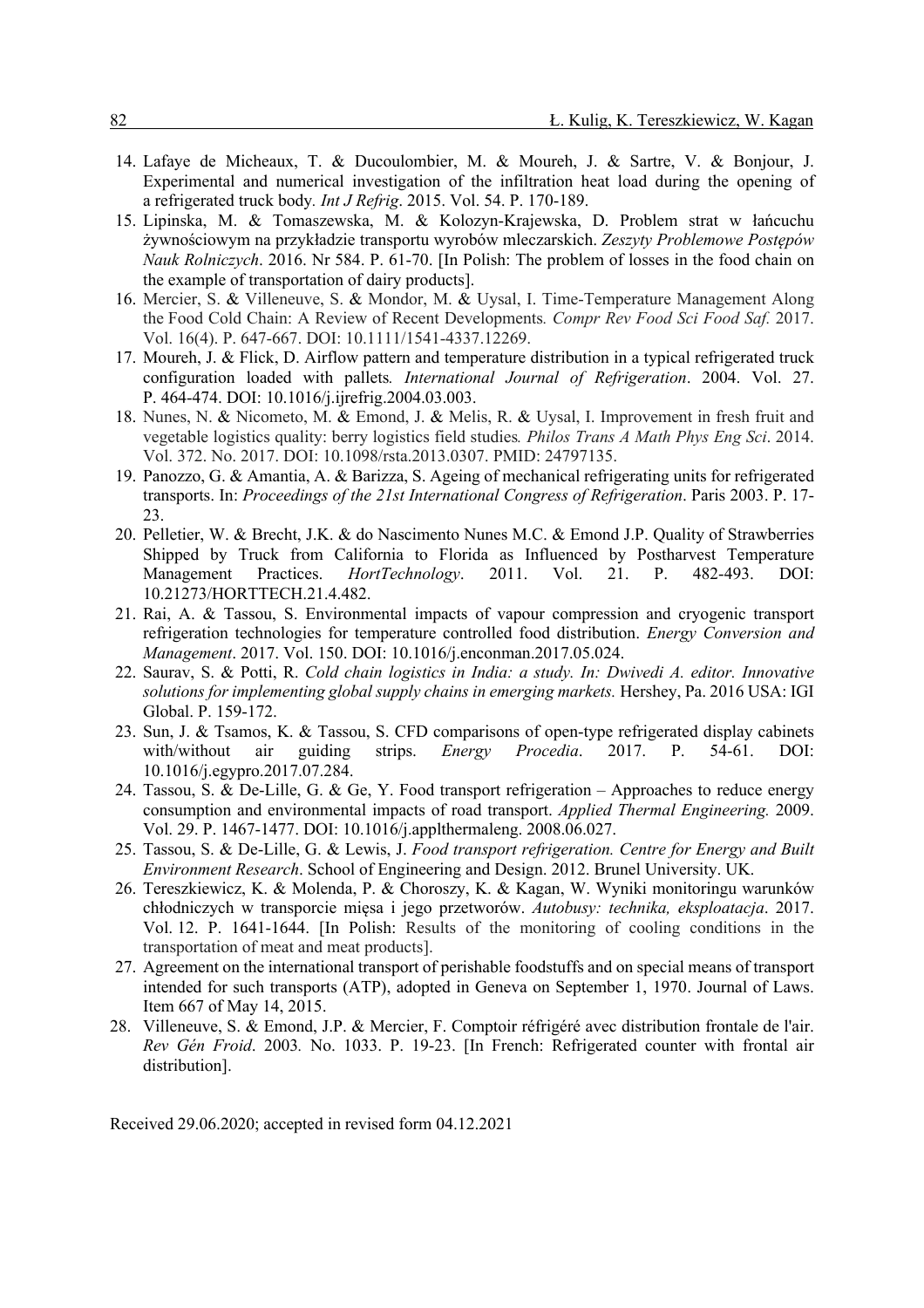14. Lafaye de Micheaux, T. & Ducoulombier, M. & Moureh, J. & Sartre, V. & Bonjour, J. Experimental and numerical investigation of the infiltration heat load during the opening of a refrigerated truck body. *Int J Refrig*. 2015. Vol. 54. P. 170-189.
15. Lipinska, M. & Tomaszewska, M. & Kolozyn-Krajewska, D. Problem strat w łańcuchu żywnościowym na przykładzie transportu wyrobów mleczarskich. *Zeszyty Problemowe Postępów Nauk Rolniczych*. 2016. Nr 584. P. 61-70. [In Polish: The problem of losses in the food chain on the example of transportation of dairy products].
16. Mercier, S. & Villeneuve, S. & Mondor, M. & Uysal, I. Time-Temperature Management Along the Food Cold Chain: A Review of Recent Developments*. Compr Rev Food Sci Food Saf.* 2017. Vol. 16(4). P. 647-667. DOI: 10.1111/1541-4337.12269.
17. Moureh, J. & Flick, D. Airflow pattern and temperature distribution in a typical refrigerated truck configuration loaded with pallets*. International Journal of Refrigeration*. 2004. Vol. 27. P. 464-474. DOI: 10.1016/j.ijrefrig.2004.03.003.
18. Nunes, N. & Nicometo, M. & Emond, J. & Melis, R. & Uysal, I. Improvement in fresh fruit and vegetable logistics quality: berry logistics field studies*. Philos Trans A Math Phys Eng Sci*. 2014. Vol. 372. No. 2017. DOI: 10.1098/rsta.2013.0307. PMID: 24797135.
19. Panozzo, G. & Amantia, A. & Barizza, S. Ageing of mechanical refrigerating units for refrigerated transports. In: *Proceedings of the 21st International Congress of Refrigeration*. Paris 2003. P. 17-23.
20. Pelletier, W. & Brecht, J.K. & do Nascimento Nunes M.C. & Emond J.P. Quality of Strawberries Shipped by Truck from California to Florida as Influenced by Postharvest Temperature Management Practices. *HortTechnology*. 2011. Vol. 21. P. 482-493. DOI: 10.21273/HORTTECH.21.4.482.
21. Rai, A. & Tassou, S. Environmental impacts of vapour compression and cryogenic transport refrigeration technologies for temperature controlled food distribution. *Energy Conversion and Management*. 2017. Vol. 150. DOI: 10.1016/j.enconman.2017.05.024.
22. Saurav, S. & Potti, R. *Cold chain logistics in India: a study. In: Dwivedi A. editor. Innovative solutions for implementing global supply chains in emerging markets.* Hershey, Pa. 2016 USA: IGI Global. P. 159-172.
23. Sun, J. & Tsamos, K. & Tassou, S. CFD comparisons of open-type refrigerated display cabinets with/without air guiding strips. *Energy Procedia*. 2017. P. 54-61. DOI: 10.1016/j.egypro.2017.07.284.
24. Tassou, S. & De-Lille, G. & Ge, Y. Food transport refrigeration – Approaches to reduce energy consumption and environmental impacts of road transport. *Applied Thermal Engineering.* 2009. Vol. 29. P. 1467-1477. DOI: 10.1016/j.applthermaleng. 2008.06.027.
25. Tassou, S. & De-Lille, G. & Lewis, J. *Food transport refrigeration. Centre for Energy and Built Environment Research*. School of Engineering and Design. 2012. Brunel University. UK.
26. Tereszkiewicz, K. & Molenda, P. & Choroszy, K. & Kagan, W. Wyniki monitoringu warunków chłodniczych w transporcie mięsa i jego przetworów. *Autobusy: technika, eksploatacja*. 2017. Vol. 12. P. 1641-1644. [In Polish: Results of the monitoring of cooling conditions in the transportation of meat and meat products].
27. Agreement on the international transport of perishable foodstuffs and on special means of transport intended for such transports (ATP), adopted in Geneva on September 1, 1970. Journal of Laws. Item 667 of May 14, 2015.
28. Villeneuve, S. & Emond, J.P. & Mercier, F. Comptoir réfrigéré avec distribution frontale de l'air. *Rev Gén Froid*. 2003. No. 1033. P. 19-23. [In French: Refrigerated counter with frontal air distribution].

Received 29.06.2020; accepted in revised form 04.12.2021